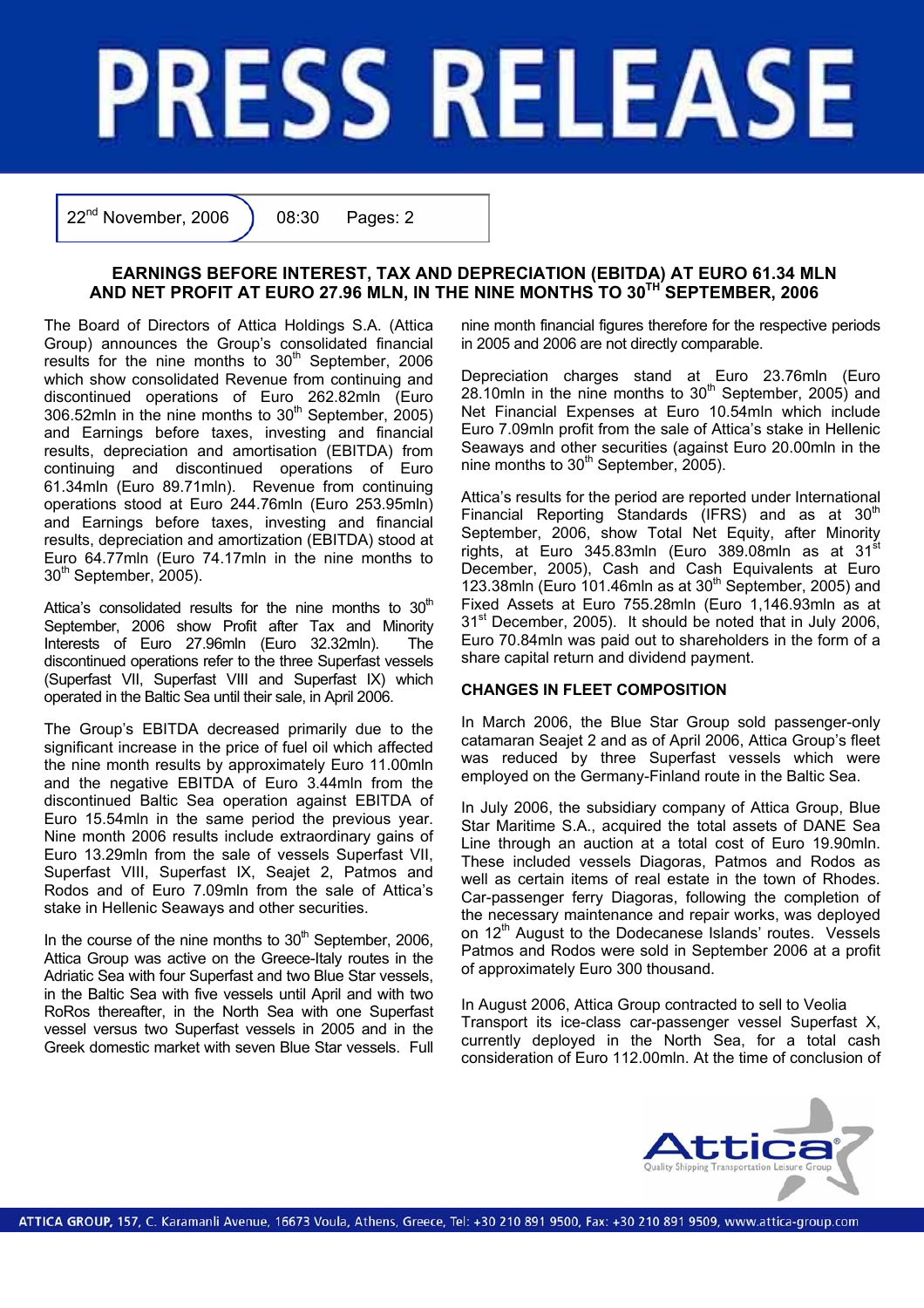# PRESS RELEASE

22nd November, 2006 08:30 Pages: 2

## EARNINGS BEFORE INTEREST, TAX AND DEPRECIATION (EBITDA) AT EURO 61.34 MLN AND NET PROFIT AT EURO 27.96 MLN, IN THE NINE MONTHS TO 30TH SEPTEMBER, 2006

The Board of Directors of Attica Holdings S.A. (Attica Group) announces the Group's consolidated financial results for the nine months to 30th September, 2006 which show consolidated Revenue from continuing and discontinued operations of Euro 262.82mln (Euro 306.52mln in the nine months to 30th September, 2005) and Earnings before taxes, investing and financial results, depreciation and amortisation (EBITDA) from continuing and discontinued operations of Euro 61.34mln (Euro 89.71mln). Revenue from continuing operations stood at Euro 244.76mln (Euro 253.95mln) and Earnings before taxes, investing and financial results, depreciation and amortization (EBITDA) stood at Euro 64.77mln (Euro 74.17mln in the nine months to 30th September, 2005).

Attica's consolidated results for the nine months to 30th September, 2006 show Profit after Tax and Minority Interests of Euro 27.96mln (Euro 32.32mln). The discontinued operations refer to the three Superfast vessels (Superfast VII, Superfast VIII and Superfast IX) which operated in the Baltic Sea until their sale, in April 2006.

The Group's EBITDA decreased primarily due to the significant increase in the price of fuel oil which affected the nine month results by approximately Euro 11.00mln and the negative EBITDA of Euro 3.44mln from the discontinued Baltic Sea operation against EBITDA of Euro 15.54mln in the same period the previous year. Nine month 2006 results include extraordinary gains of Euro 13.29mln from the sale of vessels Superfast VII, Superfast VIII, Superfast IX, Seajet 2, Patmos and Rodos and of Euro 7.09mln from the sale of Attica's stake in Hellenic Seaways and other securities.

In the course of the nine months to 30th September, 2006, Attica Group was active on the Greece-Italy routes in the Adriatic Sea with four Superfast and two Blue Star vessels, in the Baltic Sea with five vessels until April and with two RoRos thereafter, in the North Sea with one Superfast vessel versus two Superfast vessels in 2005 and in the Greek domestic market with seven Blue Star vessels. Full nine month financial figures therefore for the respective periods in 2005 and 2006 are not directly comparable.

Depreciation charges stand at Euro 23.76mln (Euro 28.10mln in the nine months to 30th September, 2005) and Net Financial Expenses at Euro 10.54mln which include Euro 7.09mln profit from the sale of Attica's stake in Hellenic Seaways and other securities (against Euro 20.00mln in the nine months to 30th September, 2005).

Attica's results for the period are reported under International Financial Reporting Standards (IFRS) and as at 30th September, 2006, show Total Net Equity, after Minority rights, at Euro 345.83mln (Euro 389.08mln as at 31st December, 2005), Cash and Cash Equivalents at Euro 123.38mln (Euro 101.46mln as at 30th September, 2005) and Fixed Assets at Euro 755.28mln (Euro 1,146.93mln as at 31st December, 2005). It should be noted that in July 2006, Euro 70.84mln was paid out to shareholders in the form of a share capital return and dividend payment.

### CHANGES IN FLEET COMPOSITION

In March 2006, the Blue Star Group sold passenger-only catamaran Seajet 2 and as of April 2006, Attica Group's fleet was reduced by three Superfast vessels which were employed on the Germany-Finland route in the Baltic Sea.

In July 2006, the subsidiary company of Attica Group, Blue Star Maritime S.A., acquired the total assets of DANE Sea Line through an auction at a total cost of Euro 19.90mln. These included vessels Diagoras, Patmos and Rodos as well as certain items of real estate in the town of Rhodes. Car-passenger ferry Diagoras, following the completion of the necessary maintenance and repair works, was deployed on 12th August to the Dodecanese Islands' routes. Vessels Patmos and Rodos were sold in September 2006 at a profit of approximately Euro 300 thousand.

In August 2006, Attica Group contracted to sell to Veolia Transport its ice-class car-passenger vessel Superfast X, currently deployed in the North Sea, for a total cash consideration of Euro 112.00mln. At the time of conclusion of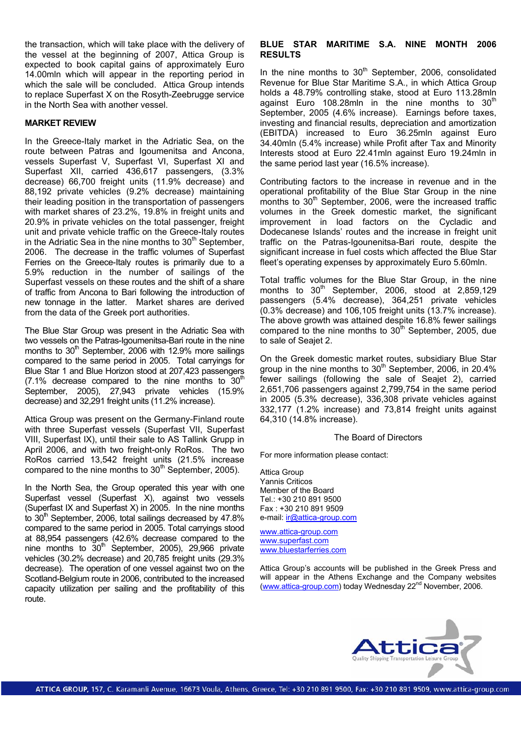the transaction, which will take place with the delivery of the vessel at the beginning of 2007, Attica Group is expected to book capital gains of approximately Euro 14.00mln which will appear in the reporting period in which the sale will be concluded. Attica Group intends to replace Superfast X on the Rosyth-Zeebrugge service in the North Sea with another vessel.

## MARKET REVIEW

In the Greece-Italy market in the Adriatic Sea, on the route between Patras and Igoumenitsa and Ancona, vessels Superfast V, Superfast VI, Superfast XI and Superfast XII, carried 436,617 passengers, (3.3% decrease) 66,700 freight units (11.9% decrease) and 88,192 private vehicles (9.2% decrease) maintaining their leading position in the transportation of passengers with market shares of 23.2%, 19.8% in freight units and 20.9% in private vehicles on the total passenger, freight unit and private vehicle traffic on the Greece-Italy routes in the Adriatic Sea in the nine months to 30th September, 2006. The decrease in the traffic volumes of Superfast Ferries on the Greece-Italy routes is primarily due to a 5.9% reduction in the number of sailings of the Superfast vessels on these routes and the shift of a share of traffic from Ancona to Bari following the introduction of new tonnage in the latter. Market shares are derived from the data of the Greek port authorities.

The Blue Star Group was present in the Adriatic Sea with two vessels on the Patras-Igoumenitsa-Bari route in the nine months to 30th September, 2006 with 12.9% more sailings compared to the same period in 2005. Total carryings for Blue Star 1 and Blue Horizon stood at 207,423 passengers (7.1% decrease compared to the nine months to 30th September, 2005), 27,943 private vehicles (15.9% decrease) and 32,291 freight units (11.2% increase).

Attica Group was present on the Germany-Finland route with three Superfast vessels (Superfast VII, Superfast VIII, Superfast IX), until their sale to AS Tallink Grupp in April 2006, and with two freight-only RoRos. The two RoRos carried 13,542 freight units (21.5% increase compared to the nine months to 30th September, 2005).

In the North Sea, the Group operated this year with one Superfast vessel (Superfast X), against two vessels (Superfast IX and Superfast X) in 2005. In the nine months to 30th September, 2006, total sailings decreased by 47.8% compared to the same period in 2005. Total carryings stood at 88,954 passengers (42.6% decrease compared to the nine months to 30th September, 2005), 29,966 private vehicles (30.2% decrease) and 20,785 freight units (29.3% decrease). The operation of one vessel against two on the Scotland-Belgium route in 2006, contributed to the increased capacity utilization per sailing and the profitability of this route.

## BLUE STAR MARITIME S.A. NINE MONTH 2006 RESULTS

In the nine months to 30th September, 2006, consolidated Revenue for Blue Star Maritime S.A., in which Attica Group holds a 48.79% controlling stake, stood at Euro 113.28mln against Euro 108.28mln in the nine months to 30th September, 2005 (4.6% increase). Earnings before taxes, investing and financial results, depreciation and amortization (EBITDA) increased to Euro 36.25mln against Euro 34.40mln (5.4% increase) while Profit after Tax and Minority Interests stood at Euro 22.41mln against Euro 19.24mln in the same period last year (16.5% increase).

Contributing factors to the increase in revenue and in the operational profitability of the Blue Star Group in the nine months to 30th September, 2006, were the increased traffic volumes in the Greek domestic market, the significant improvement in load factors on the Cycladic and Dodecanese Islands' routes and the increase in freight unit traffic on the Patras-Igounenitsa-Bari route, despite the significant increase in fuel costs which affected the Blue Star fleet's operating expenses by approximately Euro 5.60mln.

Total traffic volumes for the Blue Star Group, in the nine months to 30th September, 2006, stood at 2,859,129 passengers (5.4% decrease), 364,251 private vehicles (0.3% decrease) and 106,105 freight units (13.7% increase). The above growth was attained despite 16.8% fewer sailings compared to the nine months to 30th September, 2005, due to sale of Seajet 2.

On the Greek domestic market routes, subsidiary Blue Star group in the nine months to 30th September, 2006, in 20.4% fewer sailings (following the sale of Seajet 2), carried 2,651,706 passengers against 2,799,754 in the same period in 2005 (5.3% decrease), 336,308 private vehicles against 332,177 (1.2% increase) and 73,814 freight units against 64,310 (14.8% increase).

The Board of Directors

For more information please contact:

Attica Group
Yannis Criticos
Member of the Board
Tel.: +30 210 891 9500
Fax : +30 210 891 9509
e-mail: ir@attica-group.com

www.attica-group.com
www.superfast.com
www.bluestarferries.com

Attica Group's accounts will be published in the Greek Press and will appear in the Athens Exchange and the Company websites (www.attica-group.com) today Wednesday 22nd November, 2006.